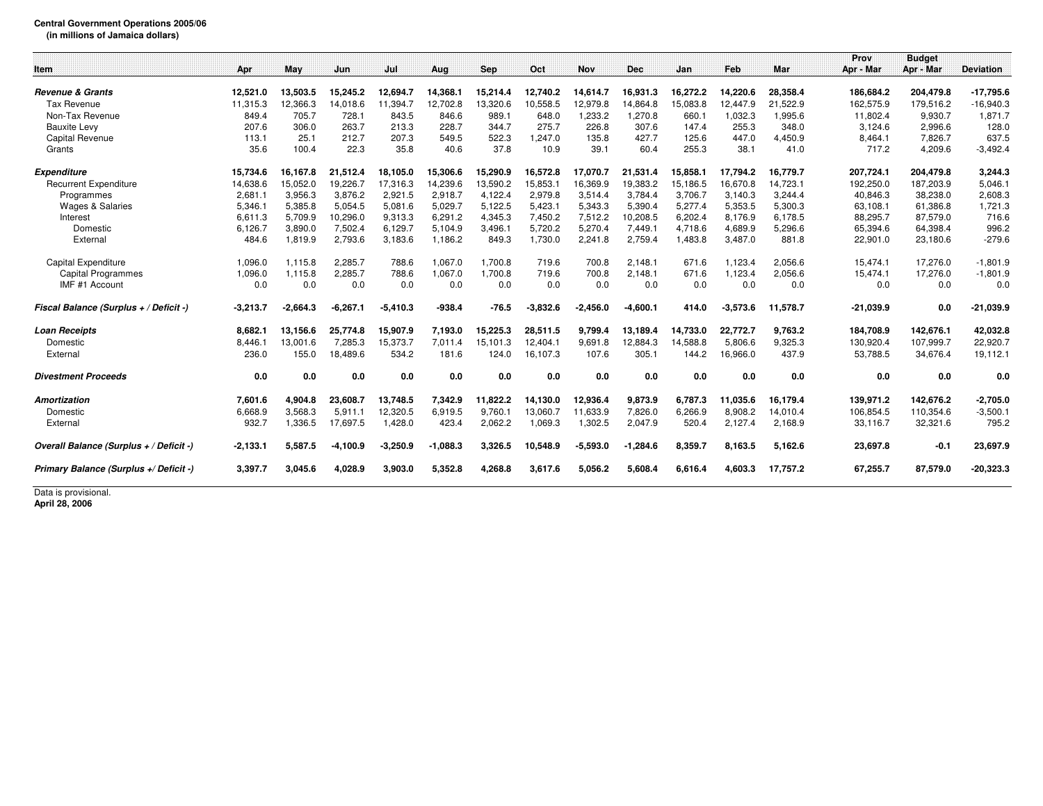**Central Government Operations 2005/06**
**(in millions of Jamaica dollars)**

| Item | Apr | May | Jun | Jul | Aug | Sep | Oct | Nov | Dec | Jan | Feb | Mar | Prov Apr - Mar | Budget Apr - Mar | Deviation |
|---|---|---|---|---|---|---|---|---|---|---|---|---|---|---|---|
| ***Revenue & Grants*** | **12,521.0** | **13,503.5** | **15,245.2** | **12,694.7** | **14,368.1** | **15,214.4** | **12,740.2** | **14,614.7** | **16,931.3** | **16,272.2** | **14,220.6** | **28,358.4** | **186,684.2** | **204,479.8** | **-17,795.6** |
| Tax Revenue | 11,315.3 | 12,366.3 | 14,018.6 | 11,394.7 | 12,702.8 | 13,320.6 | 10,558.5 | 12,979.8 | 14,864.8 | 15,083.8 | 12,447.9 | 21,522.9 | 162,575.9 | 179,516.2 | -16,940.3 |
| Non-Tax Revenue | 849.4 | 705.7 | 728.1 | 843.5 | 846.6 | 989.1 | 648.0 | 1,233.2 | 1,270.8 | 660.1 | 1,032.3 | 1,995.6 | 11,802.4 | 9,930.7 | 1,871.7 |
| Bauxite Levy | 207.6 | 306.0 | 263.7 | 213.3 | 228.7 | 344.7 | 275.7 | 226.8 | 307.6 | 147.4 | 255.3 | 348.0 | 3,124.6 | 2,996.6 | 128.0 |
| Capital Revenue | 113.1 | 25.1 | 212.7 | 207.3 | 549.5 | 522.3 | 1,247.0 | 135.8 | 427.7 | 125.6 | 447.0 | 4,450.9 | 8,464.1 | 7,826.7 | 637.5 |
| Grants | 35.6 | 100.4 | 22.3 | 35.8 | 40.6 | 37.8 | 10.9 | 39.1 | 60.4 | 255.3 | 38.1 | 41.0 | 717.2 | 4,209.6 | -3,492.4 |
| ***Expenditure*** | **15,734.6** | **16,167.8** | **21,512.4** | **18,105.0** | **15,306.6** | **15,290.9** | **16,572.8** | **17,070.7** | **21,531.4** | **15,858.1** | **17,794.2** | **16,779.7** | **207,724.1** | **204,479.8** | **3,244.3** |
| Recurrent Expenditure | 14,638.6 | 15,052.0 | 19,226.7 | 17,316.3 | 14,239.6 | 13,590.2 | 15,853.1 | 16,369.9 | 19,383.2 | 15,186.5 | 16,670.8 | 14,723.1 | 192,250.0 | 187,203.9 | 5,046.1 |
| Programmes | 2,681.1 | 3,956.3 | 3,876.2 | 2,921.5 | 2,918.7 | 4,122.4 | 2,979.8 | 3,514.4 | 3,784.4 | 3,706.7 | 3,140.3 | 3,244.4 | 40,846.3 | 38,238.0 | 2,608.3 |
| Wages & Salaries | 5,346.1 | 5,385.8 | 5,054.5 | 5,081.6 | 5,029.7 | 5,122.5 | 5,423.1 | 5,343.3 | 5,390.4 | 5,277.4 | 5,353.5 | 5,300.3 | 63,108.1 | 61,386.8 | 1,721.3 |
| Interest | 6,611.3 | 5,709.9 | 10,296.0 | 9,313.3 | 6,291.2 | 4,345.3 | 7,450.2 | 7,512.2 | 10,208.5 | 6,202.4 | 8,176.9 | 6,178.5 | 88,295.7 | 87,579.0 | 716.6 |
| Domestic | 6,126.7 | 3,890.0 | 7,502.4 | 6,129.7 | 5,104.9 | 3,496.1 | 5,720.2 | 5,270.4 | 7,449.1 | 4,718.6 | 4,689.9 | 5,296.6 | 65,394.6 | 64,398.4 | 996.2 |
| External | 484.6 | 1,819.9 | 2,793.6 | 3,183.6 | 1,186.2 | 849.3 | 1,730.0 | 2,241.8 | 2,759.4 | 1,483.8 | 3,487.0 | 881.8 | 22,901.0 | 23,180.6 | -279.6 |
| Capital Expenditure | 1,096.0 | 1,115.8 | 2,285.7 | 788.6 | 1,067.0 | 1,700.8 | 719.6 | 700.8 | 2,148.1 | 671.6 | 1,123.4 | 2,056.6 | 15,474.1 | 17,276.0 | -1,801.9 |
| Capital Programmes | 1,096.0 | 1,115.8 | 2,285.7 | 788.6 | 1,067.0 | 1,700.8 | 719.6 | 700.8 | 2,148.1 | 671.6 | 1,123.4 | 2,056.6 | 15,474.1 | 17,276.0 | -1,801.9 |
| IMF #1 Account | 0.0 | 0.0 | 0.0 | 0.0 | 0.0 | 0.0 | 0.0 | 0.0 | 0.0 | 0.0 | 0.0 | 0.0 | 0.0 | 0.0 | 0.0 |
| ***Fiscal Balance (Surplus + / Deficit -)*** | **-3,213.7** | **-2,664.3** | **-6,267.1** | **-5,410.3** | **-938.4** | **-76.5** | **-3,832.6** | **-2,456.0** | **-4,600.1** | **414.0** | **-3,573.6** | **11,578.7** | **-21,039.9** | **0.0** | **-21,039.9** |
| ***Loan Receipts*** | **8,682.1** | **13,156.6** | **25,774.8** | **15,907.9** | **7,193.0** | **15,225.3** | **28,511.5** | **9,799.4** | **13,189.4** | **14,733.0** | **22,772.7** | **9,763.2** | **184,708.9** | **142,676.1** | **42,032.8** |
| Domestic | 8,446.1 | 13,001.6 | 7,285.3 | 15,373.7 | 7,011.4 | 15,101.3 | 12,404.1 | 9,691.8 | 12,884.3 | 14,588.8 | 5,806.6 | 9,325.3 | 130,920.4 | 107,999.7 | 22,920.7 |
| External | 236.0 | 155.0 | 18,489.6 | 534.2 | 181.6 | 124.0 | 16,107.3 | 107.6 | 305.1 | 144.2 | 16,966.0 | 437.9 | 53,788.5 | 34,676.4 | 19,112.1 |
| ***Divestment Proceeds*** | **0.0** | **0.0** | **0.0** | **0.0** | **0.0** | **0.0** | **0.0** | **0.0** | **0.0** | **0.0** | **0.0** | **0.0** | **0.0** | **0.0** | **0.0** |
| ***Amortization*** | **7,601.6** | **4,904.8** | **23,608.7** | **13,748.5** | **7,342.9** | **11,822.2** | **14,130.0** | **12,936.4** | **9,873.9** | **6,787.3** | **11,035.6** | **16,179.4** | **139,971.2** | **142,676.2** | **-2,705.0** |
| Domestic | 6,668.9 | 3,568.3 | 5,911.1 | 12,320.5 | 6,919.5 | 9,760.1 | 13,060.7 | 11,633.9 | 7,826.0 | 6,266.9 | 8,908.2 | 14,010.4 | 106,854.5 | 110,354.6 | -3,500.1 |
| External | 932.7 | 1,336.5 | 17,697.5 | 1,428.0 | 423.4 | 2,062.2 | 1,069.3 | 1,302.5 | 2,047.9 | 520.4 | 2,127.4 | 2,168.9 | 33,116.7 | 32,321.6 | 795.2 |
| ***Overall Balance (Surplus + / Deficit -)*** | **-2,133.1** | **5,587.5** | **-4,100.9** | **-3,250.9** | **-1,088.3** | **3,326.5** | **10,548.9** | **-5,593.0** | **-1,284.6** | **8,359.7** | **8,163.5** | **5,162.6** | **23,697.8** | **-0.1** | **23,697.9** |
| ***Primary Balance (Surplus +/ Deficit -)*** | **3,397.7** | **3,045.6** | **4,028.9** | **3,903.0** | **5,352.8** | **4,268.8** | **3,617.6** | **5,056.2** | **5,608.4** | **6,616.4** | **4,603.3** | **17,757.2** | **67,255.7** | **87,579.0** | **-20,323.3** |

Data is provisional.
**April 28, 2006**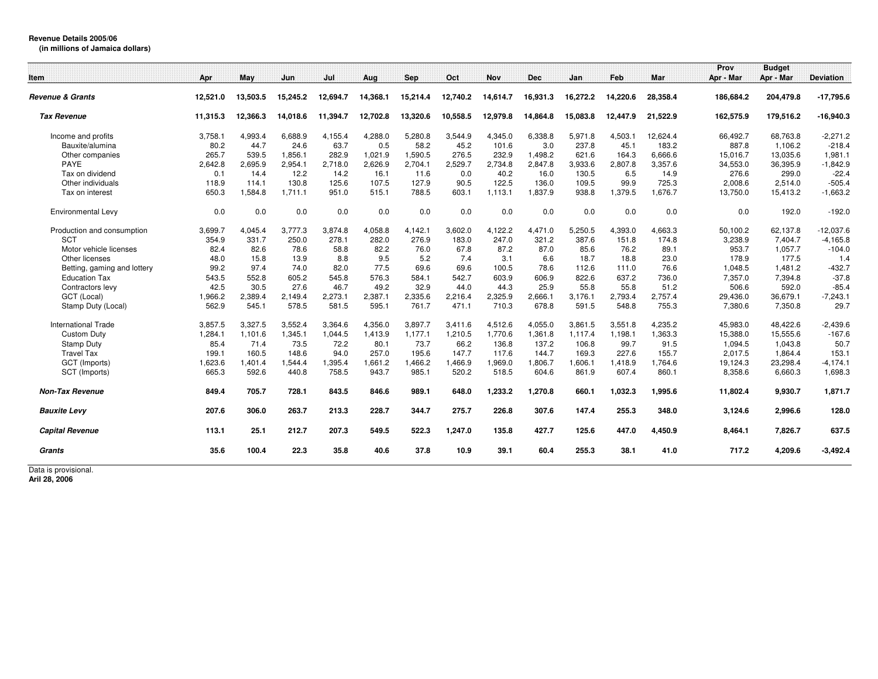**Revenue Details 2005/06**
**(in millions of Jamaica dollars)**

| Item | Apr | May | Jun | Jul | Aug | Sep | Oct | Nov | Dec | Jan | Feb | Mar | Prov Apr - Mar | Budget Apr - Mar | Deviation |
|---|---|---|---|---|---|---|---|---|---|---|---|---|---|---|---|
| ***Revenue & Grants*** | **12,521.0** | **13,503.5** | **15,245.2** | **12,694.7** | **14,368.1** | **15,214.4** | **12,740.2** | **14,614.7** | **16,931.3** | **16,272.2** | **14,220.6** | **28,358.4** | **186,684.2** | **204,479.8** | **-17,795.6** |
| ***Tax Revenue*** | **11,315.3** | **12,366.3** | **14,018.6** | **11,394.7** | **12,702.8** | **13,320.6** | **10,558.5** | **12,979.8** | **14,864.8** | **15,083.8** | **12,447.9** | **21,522.9** | **162,575.9** | **179,516.2** | **-16,940.3** |
| Income and profits | 3,758.1 | 4,993.4 | 6,688.9 | 4,155.4 | 4,288.0 | 5,280.8 | 3,544.9 | 4,345.0 | 6,338.8 | 5,971.8 | 4,503.1 | 12,624.4 | 66,492.7 | 68,763.8 | -2,271.2 |
| Bauxite/alumina | 80.2 | 44.7 | 24.6 | 63.7 | 0.5 | 58.2 | 45.2 | 101.6 | 3.0 | 237.8 | 45.1 | 183.2 | 887.8 | 1,106.2 | -218.4 |
| Other companies | 265.7 | 539.5 | 1,856.1 | 282.9 | 1,021.9 | 1,590.5 | 276.5 | 232.9 | 1,498.2 | 621.6 | 164.3 | 6,666.6 | 15,016.7 | 13,035.6 | 1,981.1 |
| PAYE | 2,642.8 | 2,695.9 | 2,954.1 | 2,718.0 | 2,626.9 | 2,704.1 | 2,529.7 | 2,734.8 | 2,847.8 | 3,933.6 | 2,807.8 | 3,357.6 | 34,553.0 | 36,395.9 | -1,842.9 |
| Tax on dividend | 0.1 | 14.4 | 12.2 | 14.2 | 16.1 | 11.6 | 0.0 | 40.2 | 16.0 | 130.5 | 6.5 | 14.9 | 276.6 | 299.0 | -22.4 |
| Other individuals | 118.9 | 114.1 | 130.8 | 125.6 | 107.5 | 127.9 | 90.5 | 122.5 | 136.0 | 109.5 | 99.9 | 725.3 | 2,008.6 | 2,514.0 | -505.4 |
| Tax on interest | 650.3 | 1,584.8 | 1,711.1 | 951.0 | 515.1 | 788.5 | 603.1 | 1,113.1 | 1,837.9 | 938.8 | 1,379.5 | 1,676.7 | 13,750.0 | 15,413.2 | -1,663.2 |
| Environmental Levy | 0.0 | 0.0 | 0.0 | 0.0 | 0.0 | 0.0 | 0.0 | 0.0 | 0.0 | 0.0 | 0.0 | 0.0 | 0.0 | 192.0 | -192.0 |
| Production and consumption | 3,699.7 | 4,045.4 | 3,777.3 | 3,874.8 | 4,058.8 | 4,142.1 | 3,602.0 | 4,122.2 | 4,471.0 | 5,250.5 | 4,393.0 | 4,663.3 | 50,100.2 | 62,137.8 | -12,037.6 |
| SCT | 354.9 | 331.7 | 250.0 | 278.1 | 282.0 | 276.9 | 183.0 | 247.0 | 321.2 | 387.6 | 151.8 | 174.8 | 3,238.9 | 7,404.7 | -4,165.8 |
| Motor vehicle licenses | 82.4 | 82.6 | 78.6 | 58.8 | 82.2 | 76.0 | 67.8 | 87.2 | 87.0 | 85.6 | 76.2 | 89.1 | 953.7 | 1,057.7 | -104.0 |
| Other licenses | 48.0 | 15.8 | 13.9 | 8.8 | 9.5 | 5.2 | 7.4 | 3.1 | 6.6 | 18.7 | 18.8 | 23.0 | 178.9 | 177.5 | 1.4 |
| Betting, gaming and lottery | 99.2 | 97.4 | 74.0 | 82.0 | 77.5 | 69.6 | 69.6 | 100.5 | 78.6 | 112.6 | 111.0 | 76.6 | 1,048.5 | 1,481.2 | -432.7 |
| Education Tax | 543.5 | 552.8 | 605.2 | 545.8 | 576.3 | 584.1 | 542.7 | 603.9 | 606.9 | 822.6 | 637.2 | 736.0 | 7,357.0 | 7,394.8 | -37.8 |
| Contractors levy | 42.5 | 30.5 | 27.6 | 46.7 | 49.2 | 32.9 | 44.0 | 44.3 | 25.9 | 55.8 | 55.8 | 51.2 | 506.6 | 592.0 | -85.4 |
| GCT (Local) | 1,966.2 | 2,389.4 | 2,149.4 | 2,273.1 | 2,387.1 | 2,335.6 | 2,216.4 | 2,325.9 | 2,666.1 | 3,176.1 | 2,793.4 | 2,757.4 | 29,436.0 | 36,679.1 | -7,243.1 |
| Stamp Duty (Local) | 562.9 | 545.1 | 578.5 | 581.5 | 595.1 | 761.7 | 471.1 | 710.3 | 678.8 | 591.5 | 548.8 | 755.3 | 7,380.6 | 7,350.8 | 29.7 |
| International Trade | 3,857.5 | 3,327.5 | 3,552.4 | 3,364.6 | 4,356.0 | 3,897.7 | 3,411.6 | 4,512.6 | 4,055.0 | 3,861.5 | 3,551.8 | 4,235.2 | 45,983.0 | 48,422.6 | -2,439.6 |
| Custom Duty | 1,284.1 | 1,101.6 | 1,345.1 | 1,044.5 | 1,413.9 | 1,177.1 | 1,210.5 | 1,770.6 | 1,361.8 | 1,117.4 | 1,198.1 | 1,363.3 | 15,388.0 | 15,555.6 | -167.6 |
| Stamp Duty | 85.4 | 71.4 | 73.5 | 72.2 | 80.1 | 73.7 | 66.2 | 136.8 | 137.2 | 106.8 | 99.7 | 91.5 | 1,094.5 | 1,043.8 | 50.7 |
| Travel Tax | 199.1 | 160.5 | 148.6 | 94.0 | 257.0 | 195.6 | 147.7 | 117.6 | 144.7 | 169.3 | 227.6 | 155.7 | 2,017.5 | 1,864.4 | 153.1 |
| GCT (Imports) | 1,623.6 | 1,401.4 | 1,544.4 | 1,395.4 | 1,661.2 | 1,466.2 | 1,466.9 | 1,969.0 | 1,806.7 | 1,606.1 | 1,418.9 | 1,764.6 | 19,124.3 | 23,298.4 | -4,174.1 |
| SCT (Imports) | 665.3 | 592.6 | 440.8 | 758.5 | 943.7 | 985.1 | 520.2 | 518.5 | 604.6 | 861.9 | 607.4 | 860.1 | 8,358.6 | 6,660.3 | 1,698.3 |
| ***Non-Tax Revenue*** | **849.4** | **705.7** | **728.1** | **843.5** | **846.6** | **989.1** | **648.0** | **1,233.2** | **1,270.8** | **660.1** | **1,032.3** | **1,995.6** | **11,802.4** | **9,930.7** | **1,871.7** |
| ***Bauxite Levy*** | **207.6** | **306.0** | **263.7** | **213.3** | **228.7** | **344.7** | **275.7** | **226.8** | **307.6** | **147.4** | **255.3** | **348.0** | **3,124.6** | **2,996.6** | **128.0** |
| ***Capital Revenue*** | **113.1** | **25.1** | **212.7** | **207.3** | **549.5** | **522.3** | **1,247.0** | **135.8** | **427.7** | **125.6** | **447.0** | **4,450.9** | **8,464.1** | **7,826.7** | **637.5** |
| ***Grants*** | **35.6** | **100.4** | **22.3** | **35.8** | **40.6** | **37.8** | **10.9** | **39.1** | **60.4** | **255.3** | **38.1** | **41.0** | **717.2** | **4,209.6** | **-3,492.4** |

Data is provisional.
**Aril 28, 2006**